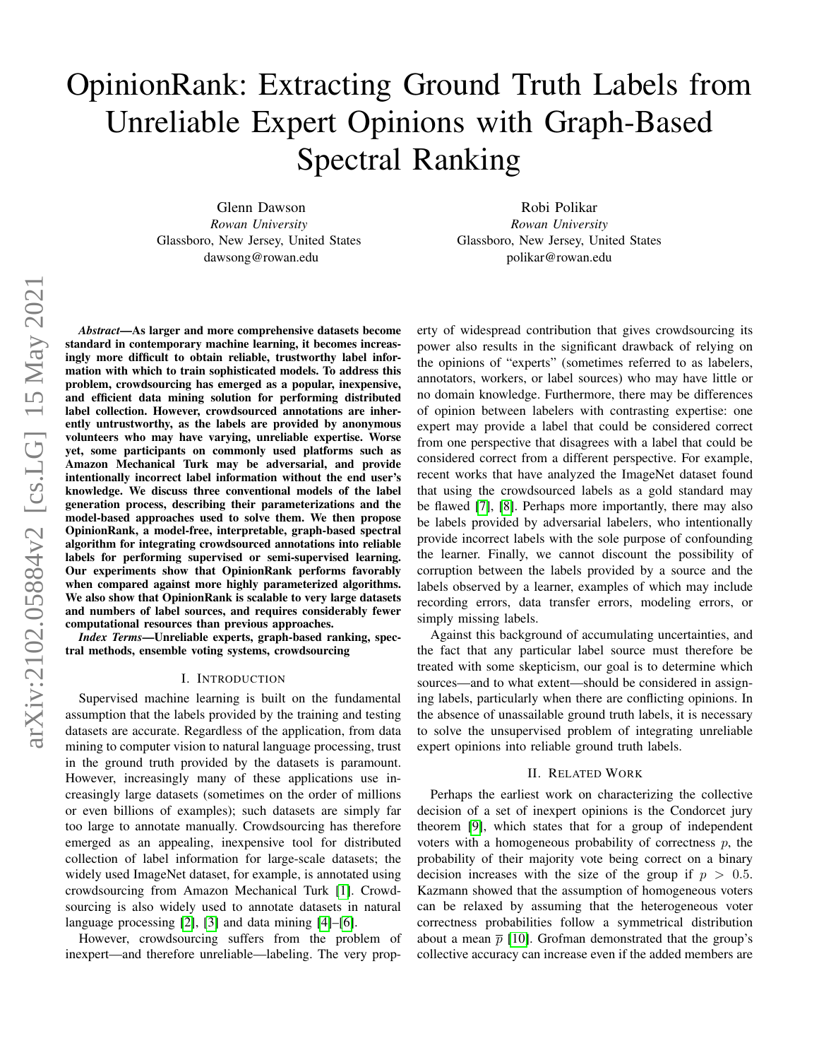# OpinionRank: Extracting Ground Truth Labels from Unreliable Expert Opinions with Graph-Based Spectral Ranking

Glenn Dawson
*Rowan University*
Glassboro, New Jersey, United States
dawsong@rowan.edu

Robi Polikar
*Rowan University*
Glassboro, New Jersey, United States
polikar@rowan.edu

***Abstract*—As larger and more comprehensive datasets become standard in contemporary machine learning, it becomes increasingly more difficult to obtain reliable, trustworthy label information with which to train sophisticated models. To address this problem, crowdsourcing has emerged as a popular, inexpensive, and efficient data mining solution for performing distributed label collection. However, crowdsourced annotations are inherently untrustworthy, as the labels are provided by anonymous volunteers who may have varying, unreliable expertise. Worse yet, some participants on commonly used platforms such as Amazon Mechanical Turk may be adversarial, and provide intentionally incorrect label information without the end user's knowledge. We discuss three conventional models of the label generation process, describing their parameterizations and the model-based approaches used to solve them. We then propose OpinionRank, a model-free, interpretable, graph-based spectral algorithm for integrating crowdsourced annotations into reliable labels for performing supervised or semi-supervised learning. Our experiments show that OpinionRank performs favorably when compared against more highly parameterized algorithms. We also show that OpinionRank is scalable to very large datasets and numbers of label sources, and requires considerably fewer computational resources than previous approaches.**

***Index Terms*—Unreliable experts, graph-based ranking, spectral methods, ensemble voting systems, crowdsourcing**

## I. Introduction

Supervised machine learning is built on the fundamental assumption that the labels provided by the training and testing datasets are accurate. Regardless of the application, from data mining to computer vision to natural language processing, trust in the ground truth provided by the datasets is paramount. However, increasingly many of these applications use increasingly large datasets (sometimes on the order of millions or even billions of examples); such datasets are simply far too large to annotate manually. Crowdsourcing has therefore emerged as an appealing, inexpensive tool for distributed collection of label information for large-scale datasets; the widely used ImageNet dataset, for example, is annotated using crowdsourcing from Amazon Mechanical Turk [1]. Crowdsourcing is also widely used to annotate datasets in natural language processing [2], [3] and data mining [4]–[6].

However, crowdsourcing suffers from the problem of inexpert—and therefore unreliable—labeling. The very property of widespread contribution that gives crowdsourcing its power also results in the significant drawback of relying on the opinions of "experts" (sometimes referred to as labelers, annotators, workers, or label sources) who may have little or no domain knowledge. Furthermore, there may be differences of opinion between labelers with contrasting expertise: one expert may provide a label that could be considered correct from one perspective that disagrees with a label that could be considered correct from a different perspective. For example, recent works that have analyzed the ImageNet dataset found that using the crowdsourced labels as a gold standard may be flawed [7], [8]. Perhaps more importantly, there may also be labels provided by adversarial labelers, who intentionally provide incorrect labels with the sole purpose of confounding the learner. Finally, we cannot discount the possibility of corruption between the labels provided by a source and the labels observed by a learner, examples of which may include recording errors, data transfer errors, modeling errors, or simply missing labels.

Against this background of accumulating uncertainties, and the fact that any particular label source must therefore be treated with some skepticism, our goal is to determine which sources—and to what extent—should be considered in assigning labels, particularly when there are conflicting opinions. In the absence of unassailable ground truth labels, it is necessary to solve the unsupervised problem of integrating unreliable expert opinions into reliable ground truth labels.

## II. Related Work

Perhaps the earliest work on characterizing the collective decision of a set of inexpert opinions is the Condorcet jury theorem [9], which states that for a group of independent voters with a homogeneous probability of correctness $p$, the probability of their majority vote being correct on a binary decision increases with the size of the group if $p > 0.5$. Kazmann showed that the assumption of homogeneous voters can be relaxed by assuming that the heterogeneous voter correctness probabilities follow a symmetrical distribution about a mean $\overline{p}$ [10]. Grofman demonstrated that the group's collective accuracy can increase even if the added members are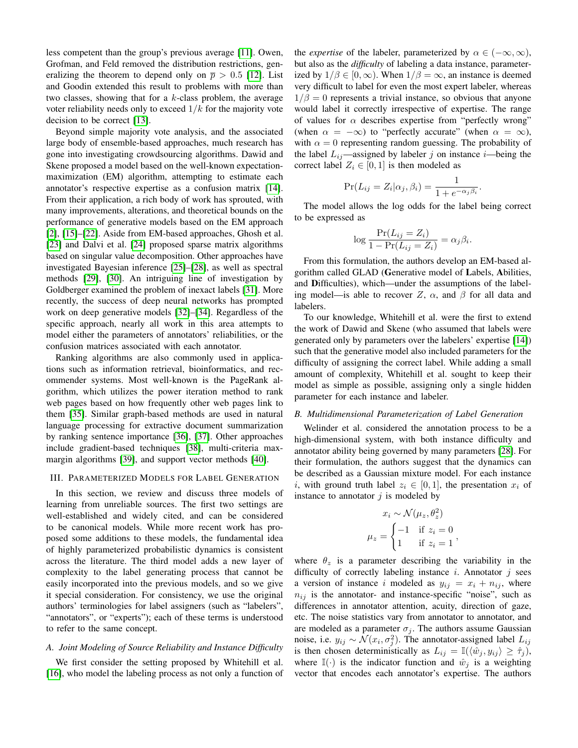less competent than the group's previous average [11]. Owen, Grofman, and Feld removed the distribution restrictions, generalizing the theorem to depend only on $\overline{p} > 0.5$ [12]. List and Goodin extended this result to problems with more than two classes, showing that for a $k$-class problem, the average voter reliability needs only to exceed $1/k$ for the majority vote decision to be correct [13].

Beyond simple majority vote analysis, and the associated large body of ensemble-based approaches, much research has gone into investigating crowdsourcing algorithms. Dawid and Skene proposed a model based on the well-known expectation-maximization (EM) algorithm, attempting to estimate each annotator's respective expertise as a confusion matrix [14]. From their application, a rich body of work has sprouted, with many improvements, alterations, and theoretical bounds on the performance of generative models based on the EM approach [2], [15]–[22]. Aside from EM-based approaches, Ghosh et al. [23] and Dalvi et al. [24] proposed sparse matrix algorithms based on singular value decomposition. Other approaches have investigated Bayesian inference [25]–[28], as well as spectral methods [29], [30]. An intriguing line of investigation by Goldberger examined the problem of inexact labels [31]. More recently, the success of deep neural networks has prompted work on deep generative models [32]–[34]. Regardless of the specific approach, nearly all work in this area attempts to model either the parameters of annotators' reliabilities, or the confusion matrices associated with each annotator.

Ranking algorithms are also commonly used in applications such as information retrieval, bioinformatics, and recommender systems. Most well-known is the PageRank algorithm, which utilizes the power iteration method to rank web pages based on how frequently other web pages link to them [35]. Similar graph-based methods are used in natural language processing for extractive document summarization by ranking sentence importance [36], [37]. Other approaches include gradient-based techniques [38], multi-criteria max-margin algorithms [39], and support vector methods [40].

## III. Parameterized Models for Label Generation

In this section, we review and discuss three models of learning from unreliable sources. The first two settings are well-established and widely cited, and can be considered to be canonical models. While more recent work has proposed some additions to these models, the fundamental idea of highly parameterized probabilistic dynamics is consistent across the literature. The third model adds a new layer of complexity to the label generating process that cannot be easily incorporated into the previous models, and so we give it special consideration. For consistency, we use the original authors' terminologies for label assigners (such as "labelers", "annotators", or "experts"); each of these terms is understood to refer to the same concept.

### A. Joint Modeling of Source Reliability and Instance Difficulty

We first consider the setting proposed by Whitehill et al. [16], who model the labeling process as not only a function of the *expertise* of the labeler, parameterized by $\alpha \in (-\infty, \infty)$, but also as the *difficulty* of labeling a data instance, parameterized by $1/\beta \in [0, \infty)$. When $1/\beta = \infty$, an instance is deemed very difficult to label for even the most expert labeler, whereas $1/\beta = 0$ represents a trivial instance, so obvious that anyone would label it correctly irrespective of expertise. The range of values for $\alpha$ describes expertise from "perfectly wrong" (when $\alpha = -\infty$) to "perfectly accurate" (when $\alpha = \infty$), with $\alpha = 0$ representing random guessing. The probability of the label $L_{ij}$—assigned by labeler $j$ on instance $i$—being the correct label $Z_i \in [0, 1]$ is then modeled as

$$\Pr(L_{ij} = Z_i | \alpha_j, \beta_i) = \frac{1}{1 + e^{-\alpha_j \beta_i}}.$$

The model allows the log odds for the label being correct to be expressed as

$$\log \frac{\Pr(L_{ij} = Z_i)}{1 - \Pr(L_{ij} = Z_i)} = \alpha_j \beta_i.$$

From this formulation, the authors develop an EM-based algorithm called GLAD (**G**enerative model of **L**abels, **A**bilities, and **D**ifficulties), which—under the assumptions of the labeling model—is able to recover $Z$, $\alpha$, and $\beta$ for all data and labelers.

To our knowledge, Whitehill et al. were the first to extend the work of Dawid and Skene (who assumed that labels were generated only by parameters over the labelers' expertise [14]) such that the generative model also included parameters for the difficulty of assigning the correct label. While adding a small amount of complexity, Whitehill et al. sought to keep their model as simple as possible, assigning only a single hidden parameter for each instance and labeler.

### B. Multidimensional Parameterization of Label Generation

Welinder et al. considered the annotation process to be a high-dimensional system, with both instance difficulty and annotator ability being governed by many parameters [28]. For their formulation, the authors suggest that the dynamics can be described as a Gaussian mixture model. For each instance $i$, with ground truth label $z_i \in [0, 1]$, the presentation $x_i$ of instance to annotator $j$ is modeled by

$$x_i \sim \mathcal{N}(\mu_z, \theta_z^2)$$
$$\mu_z = \begin{cases} -1 & \text{if } z_i = 0 \\ 1 & \text{if } z_i = 1 \end{cases},$$

where $\theta_z$ is a parameter describing the variability in the difficulty of correctly labeling instance $i$. Annotator $j$ sees a version of instance $i$ modeled as $y_{ij} = x_i + n_{ij}$, where $n_{ij}$ is the annotator- and instance-specific "noise", such as differences in annotator attention, acuity, direction of gaze, etc. The noise statistics vary from annotator to annotator, and are modeled as a parameter $\sigma_j$. The authors assume Gaussian noise, i.e. $y_{ij} \sim \mathcal{N}(x_i, \sigma_j^2)$. The annotator-assigned label $L_{ij}$ is then chosen deterministically as $L_{ij} = \mathbb{I}(\langle \hat{w}_j, y_{ij} \rangle \geq \hat{\tau}_j)$, where $\mathbb{I}(\cdot)$ is the indicator function and $\hat{w}_j$ is a weighting vector that encodes each annotator's expertise. The authors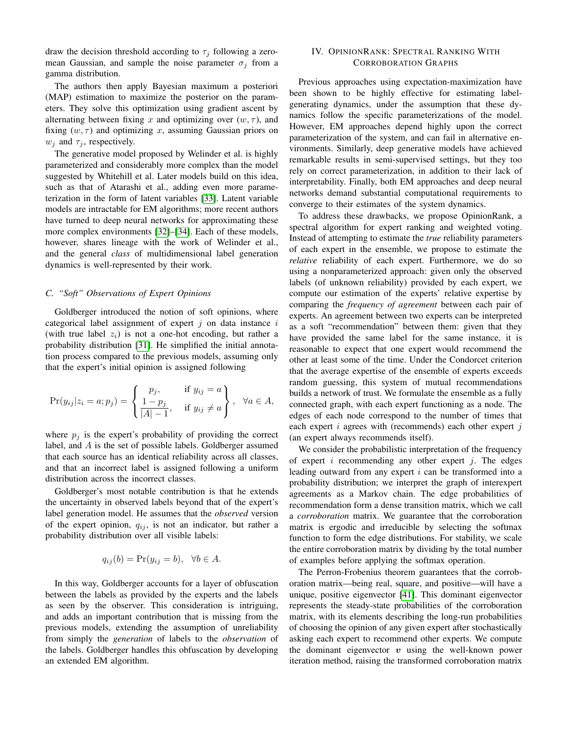draw the decision threshold according to $\tau_j$ following a zero-mean Gaussian, and sample the noise parameter $\sigma_j$ from a gamma distribution.

The authors then apply Bayesian maximum a posteriori (MAP) estimation to maximize the posterior on the parameters. They solve this optimization using gradient ascent by alternating between fixing $x$ and optimizing over $(w, \tau)$, and fixing $(w, \tau)$ and optimizing $x$, assuming Gaussian priors on $w_j$ and $\tau_j$, respectively.

The generative model proposed by Welinder et al. is highly parameterized and considerably more complex than the model suggested by Whitehill et al. Later models build on this idea, such as that of Atarashi et al., adding even more parameterization in the form of latent variables [33]. Latent variable models are intractable for EM algorithms; more recent authors have turned to deep neural networks for approximating these more complex environments [32]–[34]. Each of these models, however, shares lineage with the work of Welinder et al., and the general *class* of multidimensional label generation dynamics is well-represented by their work.

### C. "Soft" Observations of Expert Opinions

Goldberger introduced the notion of soft opinions, where categorical label assignment of expert $j$ on data instance $i$ (with true label $z_i$) is not a one-hot encoding, but rather a probability distribution [31]. He simplified the initial annotation process compared to the previous models, assuming only that the expert's initial opinion is assigned following

$$\Pr(y_{ij}|z_i = a; p_j) = \left\{ \begin{array}{ll} p_j, & \text{if } y_{ij} = a \\ \dfrac{1 - p_j}{|A| - 1}, & \text{if } y_{ij} \neq a \end{array} \right\}, \quad \forall a \in A,$$

where $p_j$ is the expert's probability of providing the correct label, and $A$ is the set of possible labels. Goldberger assumed that each source has an identical reliability across all classes, and that an incorrect label is assigned following a uniform distribution across the incorrect classes.

Goldberger's most notable contribution is that he extends the uncertainty in observed labels beyond that of the expert's label generation model. He assumes that the *observed* version of the expert opinion, $q_{ij}$, is not an indicator, but rather a probability distribution over all visible labels:

$$q_{ij}(b) = \Pr(y_{ij} = b), \quad \forall b \in A.$$

In this way, Goldberger accounts for a layer of obfuscation between the labels as provided by the experts and the labels as seen by the observer. This consideration is intriguing, and adds an important contribution that is missing from the previous models, extending the assumption of unreliability from simply the *generation* of labels to the *observation* of the labels. Goldberger handles this obfuscation by developing an extended EM algorithm.

## IV. OpinionRank: Spectral Ranking With Corroboration Graphs

Previous approaches using expectation-maximization have been shown to be highly effective for estimating label-generating dynamics, under the assumption that these dynamics follow the specific parameterizations of the model. However, EM approaches depend highly upon the correct parameterization of the system, and can fail in alternative environments. Similarly, deep generative models have achieved remarkable results in semi-supervised settings, but they too rely on correct parameterization, in addition to their lack of interpretability. Finally, both EM approaches and deep neural networks demand substantial computational requirements to converge to their estimates of the system dynamics.

To address these drawbacks, we propose OpinionRank, a spectral algorithm for expert ranking and weighted voting. Instead of attempting to estimate the *true* reliability parameters of each expert in the ensemble, we propose to estimate the *relative* reliability of each expert. Furthermore, we do so using a nonparameterized approach: given only the observed labels (of unknown reliability) provided by each expert, we compute our estimation of the experts' relative expertise by comparing the *frequency of agreement* between each pair of experts. An agreement between two experts can be interpreted as a soft "recommendation" between them: given that they have provided the same label for the same instance, it is reasonable to expect that one expert would recommend the other at least some of the time. Under the Condorcet criterion that the average expertise of the ensemble of experts exceeds random guessing, this system of mutual recommendations builds a network of trust. We formulate the ensemble as a fully connected graph, with each expert functioning as a node. The edges of each node correspond to the number of times that each expert $i$ agrees with (recommends) each other expert $j$ (an expert always recommends itself).

We consider the probabilistic interpretation of the frequency of expert $i$ recommending any other expert $j$. The edges leading outward from any expert $i$ can be transformed into a probability distribution; we interpret the graph of interexpert agreements as a Markov chain. The edge probabilities of recommendation form a dense transition matrix, which we call a *corroboration* matrix. We guarantee that the corroboration matrix is ergodic and irreducible by selecting the softmax function to form the edge distributions. For stability, we scale the entire corroboration matrix by dividing by the total number of examples before applying the softmax operation.

The Perron-Frobenius theorem guarantees that the corroboration matrix—being real, square, and positive—will have a unique, positive eigenvector [41]. This dominant eigenvector represents the steady-state probabilities of the corroboration matrix, with its elements describing the long-run probabilities of choosing the opinion of any given expert after stochastically asking each expert to recommend other experts. We compute the dominant eigenvector $\boldsymbol{v}$ using the well-known power iteration method, raising the transformed corroboration matrix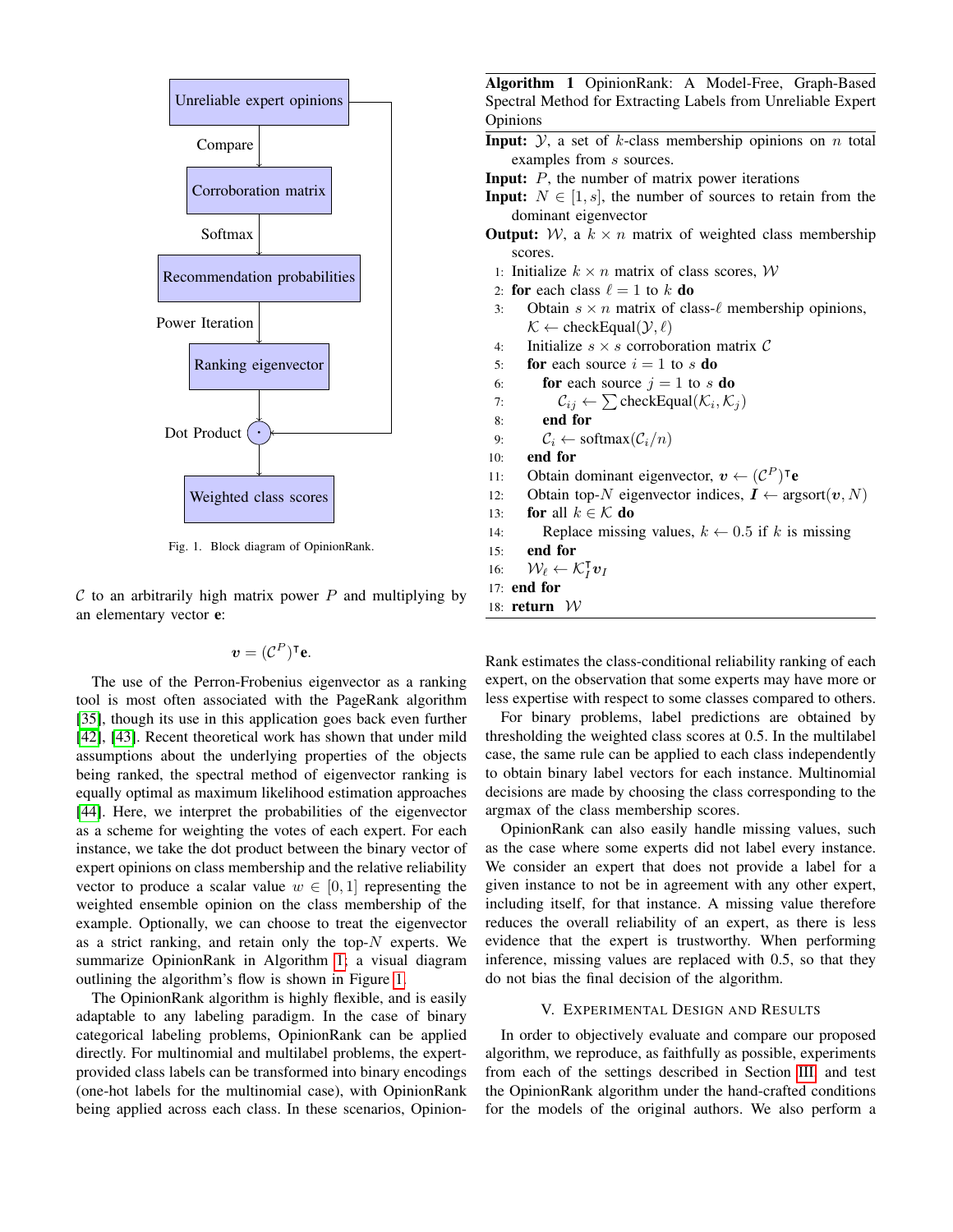Fig. 1. Block diagram of OpinionRank.

$\mathcal{C}$ to an arbitrarily high matrix power $P$ and multiplying by an elementary vector $\mathbf{e}$:

$$\boldsymbol{v} = (\mathcal{C}^P)^\intercal \mathbf{e}.$$

The use of the Perron-Frobenius eigenvector as a ranking tool is most often associated with the PageRank algorithm [35], though its use in this application goes back even further [42], [43]. Recent theoretical work has shown that under mild assumptions about the underlying properties of the objects being ranked, the spectral method of eigenvector ranking is equally optimal as maximum likelihood estimation approaches [44]. Here, we interpret the probabilities of the eigenvector as a scheme for weighting the votes of each expert. For each instance, we take the dot product between the binary vector of expert opinions on class membership and the relative reliability vector to produce a scalar value $w \in [0, 1]$ representing the weighted ensemble opinion on the class membership of the example. Optionally, we can choose to treat the eigenvector as a strict ranking, and retain only the top-$N$ experts. We summarize OpinionRank in Algorithm 1; a visual diagram outlining the algorithm's flow is shown in Figure 1.

The OpinionRank algorithm is highly flexible, and is easily adaptable to any labeling paradigm. In the case of binary categorical labeling problems, OpinionRank can be applied directly. For multinomial and multilabel problems, the expert-provided class labels can be transformed into binary encodings (one-hot labels for the multinomial case), with OpinionRank being applied across each class. In these scenarios, OpinionRank estimates the class-conditional reliability ranking of each expert, on the observation that some experts may have more or less expertise with respect to some classes compared to others.

For binary problems, label predictions are obtained by thresholding the weighted class scores at 0.5. In the multilabel case, the same rule can be applied to each class independently to obtain binary label vectors for each instance. Multinomial decisions are made by choosing the class corresponding to the argmax of the class membership scores.

OpinionRank can also easily handle missing values, such as the case where some experts did not label every instance. We consider an expert that does not provide a label for a given instance to not be in agreement with any other expert, including itself, for that instance. A missing value therefore reduces the overall reliability of an expert, as there is less evidence that the expert is trustworthy. When performing inference, missing values are replaced with 0.5, so that they do not bias the final decision of the algorithm.

**Algorithm 1** OpinionRank: A Model-Free, Graph-Based Spectral Method for Extracting Labels from Unreliable Expert Opinions

**Input:** $\mathcal{Y}$, a set of $k$-class membership opinions on $n$ total examples from $s$ sources.
**Input:** $P$, the number of matrix power iterations
**Input:** $N \in [1, s]$, the number of sources to retain from the dominant eigenvector
**Output:** $\mathcal{W}$, a $k \times n$ matrix of weighted class membership scores.

```
1:  Initialize k × n matrix of class scores, W
2:  for each class ℓ = 1 to k do
3:      Obtain s × n matrix of class-ℓ membership opinions,
        K ← checkEqual(Y, ℓ)
4:      Initialize s × s corroboration matrix C
5:      for each source i = 1 to s do
6:          for each source j = 1 to s do
7:              C_ij ← Σ checkEqual(K_i, K_j)
8:          end for
9:          C_i ← softmax(C_i / n)
10:     end for
11:     Obtain dominant eigenvector, v ← (C^P)^⊺ e
12:     Obtain top-N eigenvector indices, I ← argsort(v, N)
13:     for all k ∈ K do
14:         Replace missing values, k ← 0.5 if k is missing
15:     end for
16:     W_ℓ ← K_I^⊺ v_I
17: end for
18: return W
```

## V. Experimental Design and Results

In order to objectively evaluate and compare our proposed algorithm, we reproduce, as faithfully as possible, experiments from each of the settings described in Section III, and test the OpinionRank algorithm under the hand-crafted conditions for the models of the original authors. We also perform a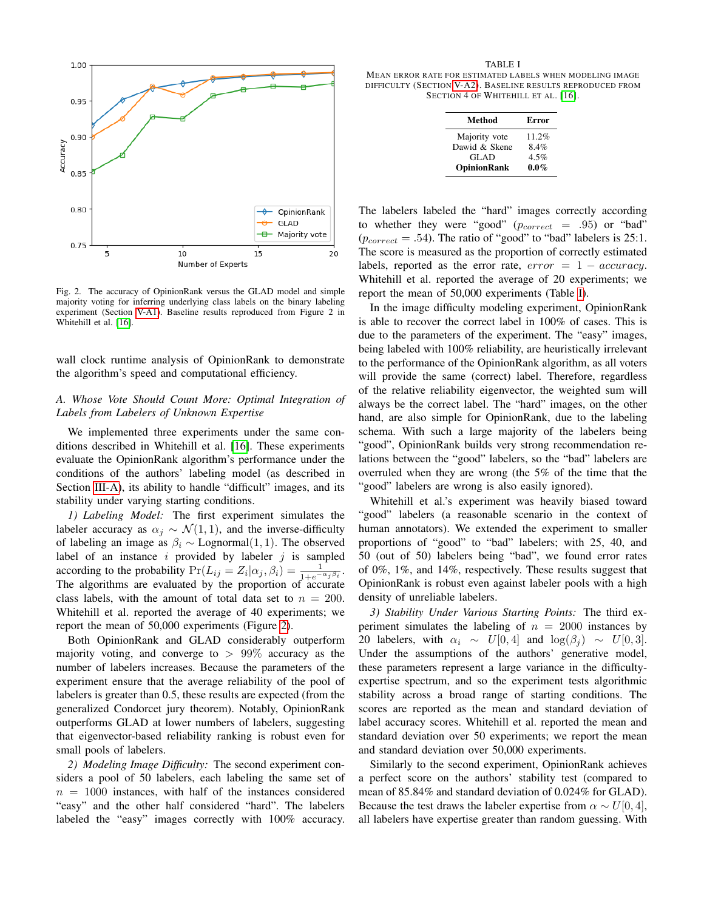Fig. 2. The accuracy of OpinionRank versus the GLAD model and simple majority voting for inferring underlying class labels on the binary labeling experiment (Section V-A1). Baseline results reproduced from Figure 2 in Whitehill et al. [16].

wall clock runtime analysis of OpinionRank to demonstrate the algorithm's speed and computational efficiency.

### *A. Whose Vote Should Count More: Optimal Integration of Labels from Labelers of Unknown Expertise*

We implemented three experiments under the same conditions described in Whitehill et al. [16]. These experiments evaluate the OpinionRank algorithm's performance under the conditions of the authors' labeling model (as described in Section III-A), its ability to handle "difficult" images, and its stability under varying starting conditions.

*1) Labeling Model:* The first experiment simulates the labeler accuracy as $\alpha_j \sim \mathcal{N}(1, 1)$, and the inverse-difficulty of labeling an image as $\beta_i \sim \text{Lognormal}(1, 1)$. The observed label of an instance $i$ provided by labeler $j$ is sampled according to the probability $\Pr(L_{ij} = Z_i | \alpha_j, \beta_i) = \frac{1}{1+e^{-\alpha_j \beta_i}}$. The algorithms are evaluated by the proportion of accurate class labels, with the amount of total data set to $n = 200$. Whitehill et al. reported the average of 40 experiments; we report the mean of 50,000 experiments (Figure 2).

Both OpinionRank and GLAD considerably outperform majority voting, and converge to $> 99\%$ accuracy as the number of labelers increases. Because the parameters of the experiment ensure that the average reliability of the pool of labelers is greater than 0.5, these results are expected (from the generalized Condorcet jury theorem). Notably, OpinionRank outperforms GLAD at lower numbers of labelers, suggesting that eigenvector-based reliability ranking is robust even for small pools of labelers.

*2) Modeling Image Difficulty:* The second experiment considers a pool of 50 labelers, each labeling the same set of $n = 1000$ instances, with half of the instances considered "easy" and the other half considered "hard". The labelers labeled the "easy" images correctly with 100% accuracy.

TABLE I
MEAN ERROR RATE FOR ESTIMATED LABELS WHEN MODELING IMAGE DIFFICULTY (SECTION V-A2). BASELINE RESULTS REPRODUCED FROM SECTION 4 OF WHITEHILL ET AL. [16].

| Method | Error |
|---|---|
| Majority vote | 11.2% |
| Dawid & Skene | 8.4% |
| GLAD | 4.5% |
| **OpinionRank** | **0.0%** |

The labelers labeled the "hard" images correctly according to whether they were "good" ($p_{correct} = .95$) or "bad" ($p_{correct} = .54$). The ratio of "good" to "bad" labelers is 25:1. The score is measured as the proportion of correctly estimated labels, reported as the error rate, $error = 1 - accuracy$. Whitehill et al. reported the average of 20 experiments; we report the mean of 50,000 experiments (Table I).

In the image difficulty modeling experiment, OpinionRank is able to recover the correct label in 100% of cases. This is due to the parameters of the experiment. The "easy" images, being labeled with 100% reliability, are heuristically irrelevant to the performance of the OpinionRank algorithm, as all voters will provide the same (correct) label. Therefore, regardless of the relative reliability eigenvector, the weighted sum will always be the correct label. The "hard" images, on the other hand, are also simple for OpinionRank, due to the labeling schema. With such a large majority of the labelers being "good", OpinionRank builds very strong recommendation relations between the "good" labelers, so the "bad" labelers are overruled when they are wrong (the 5% of the time that the "good" labelers are wrong is also easily ignored).

Whitehill et al.'s experiment was heavily biased toward "good" labelers (a reasonable scenario in the context of human annotators). We extended the experiment to smaller proportions of "good" to "bad" labelers; with 25, 40, and 50 (out of 50) labelers being "bad", we found error rates of 0%, 1%, and 14%, respectively. These results suggest that OpinionRank is robust even against labeler pools with a high density of unreliable labelers.

*3) Stability Under Various Starting Points:* The third experiment simulates the labeling of $n = 2000$ instances by 20 labelers, with $\alpha_i \sim U[0, 4]$ and $\log(\beta_j) \sim U[0, 3]$. Under the assumptions of the authors' generative model, these parameters represent a large variance in the difficulty-expertise spectrum, and so the experiment tests algorithmic stability across a broad range of starting conditions. The scores are reported as the mean and standard deviation of label accuracy scores. Whitehill et al. reported the mean and standard deviation over 50 experiments; we report the mean and standard deviation over 50,000 experiments.

Similarly to the second experiment, OpinionRank achieves a perfect score on the authors' stability test (compared to mean of 85.84% and standard deviation of 0.024% for GLAD). Because the test draws the labeler expertise from $\alpha \sim U[0, 4]$, all labelers have expertise greater than random guessing. With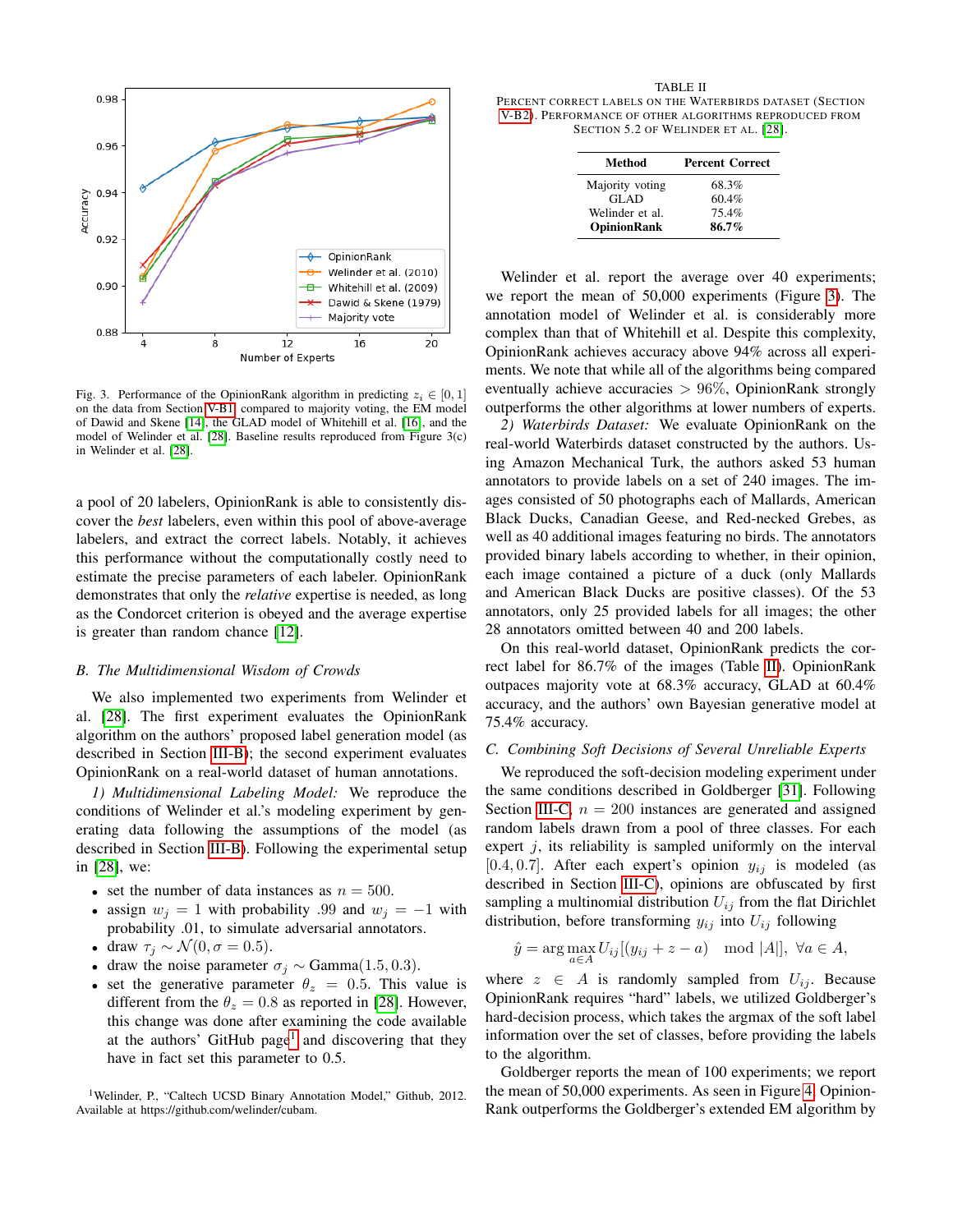Fig. 3. Performance of the OpinionRank algorithm in predicting $z_i \in [0, 1]$ on the data from Section V-B1 compared to majority voting, the EM model of Dawid and Skene [14], the GLAD model of Whitehill et al. [16], and the model of Welinder et al. [28]. Baseline results reproduced from Figure 3(c) in Welinder et al. [28].

a pool of 20 labelers, OpinionRank is able to consistently discover the *best* labelers, even within this pool of above-average labelers, and extract the correct labels. Notably, it achieves this performance without the computationally costly need to estimate the precise parameters of each labeler. OpinionRank demonstrates that only the *relative* expertise is needed, as long as the Condorcet criterion is obeyed and the average expertise is greater than random chance [12].

## B. The Multidimensional Wisdom of Crowds

We also implemented two experiments from Welinder et al. [28]. The first experiment evaluates the OpinionRank algorithm on the authors' proposed label generation model (as described in Section III-B); the second experiment evaluates OpinionRank on a real-world dataset of human annotations.

*1) Multidimensional Labeling Model:* We reproduce the conditions of Welinder et al.'s modeling experiment by generating data following the assumptions of the model (as described in Section III-B). Following the experimental setup in [28], we:

- set the number of data instances as $n = 500$.
- assign $w_j = 1$ with probability .99 and $w_j = -1$ with probability .01, to simulate adversarial annotators.
- draw $\tau_j \sim \mathcal{N}(0, \sigma = 0.5)$.
- draw the noise parameter $\sigma_j \sim \text{Gamma}(1.5, 0.3)$.
- set the generative parameter $\theta_z = 0.5$. This value is different from the $\theta_z = 0.8$ as reported in [28]. However, this change was done after examining the code available at the authors' GitHub page[1] and discovering that they have in fact set this parameter to 0.5.

[1]Welinder, P., "Caltech UCSD Binary Annotation Model," Github, 2012. Available at https://github.com/welinder/cubam.

TABLE II
PERCENT CORRECT LABELS ON THE WATERBIRDS DATASET (SECTION V-B2). PERFORMANCE OF OTHER ALGORITHMS REPRODUCED FROM SECTION 5.2 OF WELINDER ET AL. [28].

| Method | Percent Correct |
|---|---|
| Majority voting | 68.3% |
| GLAD | 60.4% |
| Welinder et al. | 75.4% |
| **OpinionRank** | **86.7%** |

Welinder et al. report the average over 40 experiments; we report the mean of 50,000 experiments (Figure 3). The annotation model of Welinder et al. is considerably more complex than that of Whitehill et al. Despite this complexity, OpinionRank achieves accuracy above 94% across all experiments. We note that while all of the algorithms being compared eventually achieve accuracies $> 96\%$, OpinionRank strongly outperforms the other algorithms at lower numbers of experts.

*2) Waterbirds Dataset:* We evaluate OpinionRank on the real-world Waterbirds dataset constructed by the authors. Using Amazon Mechanical Turk, the authors asked 53 human annotators to provide labels on a set of 240 images. The images consisted of 50 photographs each of Mallards, American Black Ducks, Canadian Geese, and Red-necked Grebes, as well as 40 additional images featuring no birds. The annotators provided binary labels according to whether, in their opinion, each image contained a picture of a duck (only Mallards and American Black Ducks are positive classes). Of the 53 annotators, only 25 provided labels for all images; the other 28 annotators omitted between 40 and 200 labels.

On this real-world dataset, OpinionRank predicts the correct label for 86.7% of the images (Table II). OpinionRank outpaces majority vote at 68.3% accuracy, GLAD at 60.4% accuracy, and the authors' own Bayesian generative model at 75.4% accuracy.

## C. Combining Soft Decisions of Several Unreliable Experts

We reproduced the soft-decision modeling experiment under the same conditions described in Goldberger [31]. Following Section III-C, $n = 200$ instances are generated and assigned random labels drawn from a pool of three classes. For each expert $j$, its reliability is sampled uniformly on the interval $[0.4, 0.7]$. After each expert's opinion $y_{ij}$ is modeled (as described in Section III-C), opinions are obfuscated by first sampling a multinomial distribution $U_{ij}$ from the flat Dirichlet distribution, before transforming $y_{ij}$ into $U_{ij}$ following

$$\hat{y} = \arg\max_{a \in A} U_{ij}[(y_{ij} + z - a) \mod |A|], \ \forall a \in A,$$

where $z \in A$ is randomly sampled from $U_{ij}$. Because OpinionRank requires "hard" labels, we utilized Goldberger's hard-decision process, which takes the argmax of the soft label information over the set of classes, before providing the labels to the algorithm.

Goldberger reports the mean of 100 experiments; we report the mean of 50,000 experiments. As seen in Figure 4, OpinionRank outperforms the Goldberger's extended EM algorithm by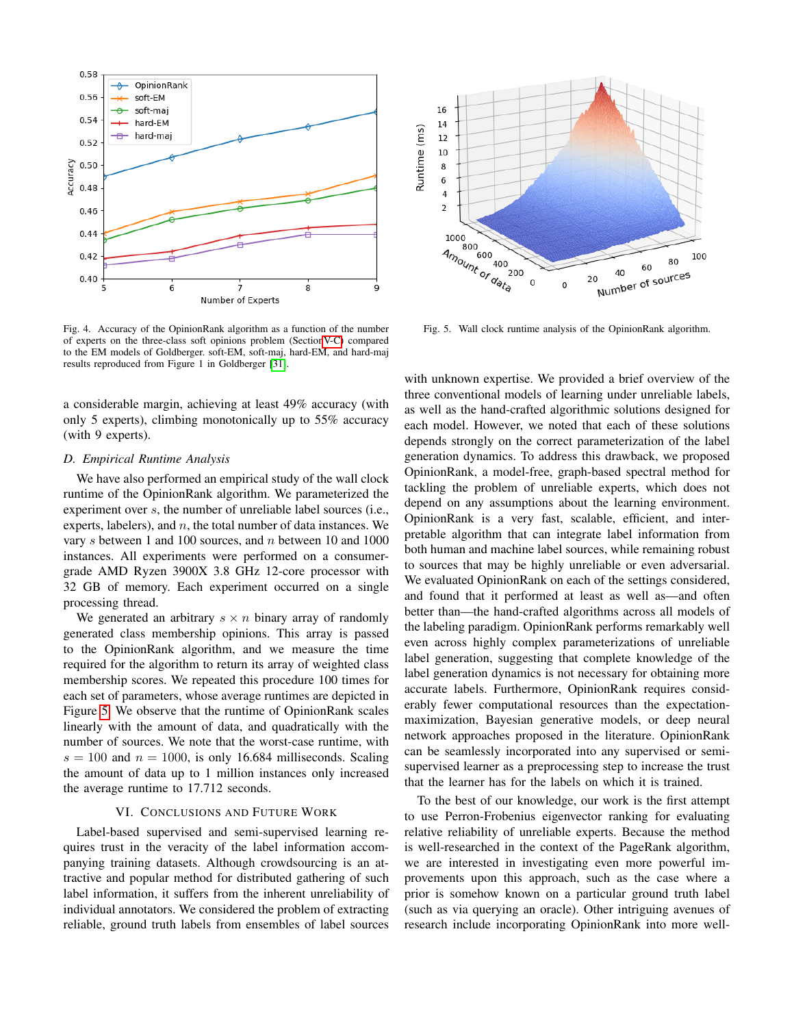Fig. 4. Accuracy of the OpinionRank algorithm as a function of the number of experts on the three-class soft opinions problem (Section V-C) compared to the EM models of Goldberger. soft-EM, soft-maj, hard-EM, and hard-maj results reproduced from Figure 1 in Goldberger [31].

Fig. 5. Wall clock runtime analysis of the OpinionRank algorithm.

a considerable margin, achieving at least 49% accuracy (with only 5 experts), climbing monotonically up to 55% accuracy (with 9 experts).

### D. Empirical Runtime Analysis

We have also performed an empirical study of the wall clock runtime of the OpinionRank algorithm. We parameterized the experiment over $s$, the number of unreliable label sources (i.e., experts, labelers), and $n$, the total number of data instances. We vary $s$ between 1 and 100 sources, and $n$ between 10 and 1000 instances. All experiments were performed on a consumer-grade AMD Ryzen 3900X 3.8 GHz 12-core processor with 32 GB of memory. Each experiment occurred on a single processing thread.

We generated an arbitrary $s \times n$ binary array of randomly generated class membership opinions. This array is passed to the OpinionRank algorithm, and we measure the time required for the algorithm to return its array of weighted class membership scores. We repeated this procedure 100 times for each set of parameters, whose average runtimes are depicted in Figure 5. We observe that the runtime of OpinionRank scales linearly with the amount of data, and quadratically with the number of sources. We note that the worst-case runtime, with $s = 100$ and $n = 1000$, is only 16.684 milliseconds. Scaling the amount of data up to 1 million instances only increased the average runtime to 17.712 seconds.

## VI. Conclusions and Future Work

Label-based supervised and semi-supervised learning requires trust in the veracity of the label information accompanying training datasets. Although crowdsourcing is an attractive and popular method for distributed gathering of such label information, it suffers from the inherent unreliability of individual annotators. We considered the problem of extracting reliable, ground truth labels from ensembles of label sources with unknown expertise. We provided a brief overview of the three conventional models of learning under unreliable labels, as well as the hand-crafted algorithmic solutions designed for each model. However, we noted that each of these solutions depends strongly on the correct parameterization of the label generation dynamics. To address this drawback, we proposed OpinionRank, a model-free, graph-based spectral method for tackling the problem of unreliable experts, which does not depend on any assumptions about the learning environment. OpinionRank is a very fast, scalable, efficient, and interpretable algorithm that can integrate label information from both human and machine label sources, while remaining robust to sources that may be highly unreliable or even adversarial. We evaluated OpinionRank on each of the settings considered, and found that it performed at least as well as—and often better than—the hand-crafted algorithms across all models of the labeling paradigm. OpinionRank performs remarkably well even across highly complex parameterizations of unreliable label generation, suggesting that complete knowledge of the label generation dynamics is not necessary for obtaining more accurate labels. Furthermore, OpinionRank requires considerably fewer computational resources than the expectation-maximization, Bayesian generative models, or deep neural network approaches proposed in the literature. OpinionRank can be seamlessly incorporated into any supervised or semi-supervised learner as a preprocessing step to increase the trust that the learner has for the labels on which it is trained.

To the best of our knowledge, our work is the first attempt to use Perron-Frobenius eigenvector ranking for evaluating relative reliability of unreliable experts. Because the method is well-researched in the context of the PageRank algorithm, we are interested in investigating even more powerful improvements upon this approach, such as the case where a prior is somehow known on a particular ground truth label (such as via querying an oracle). Other intriguing avenues of research include incorporating OpinionRank into more well-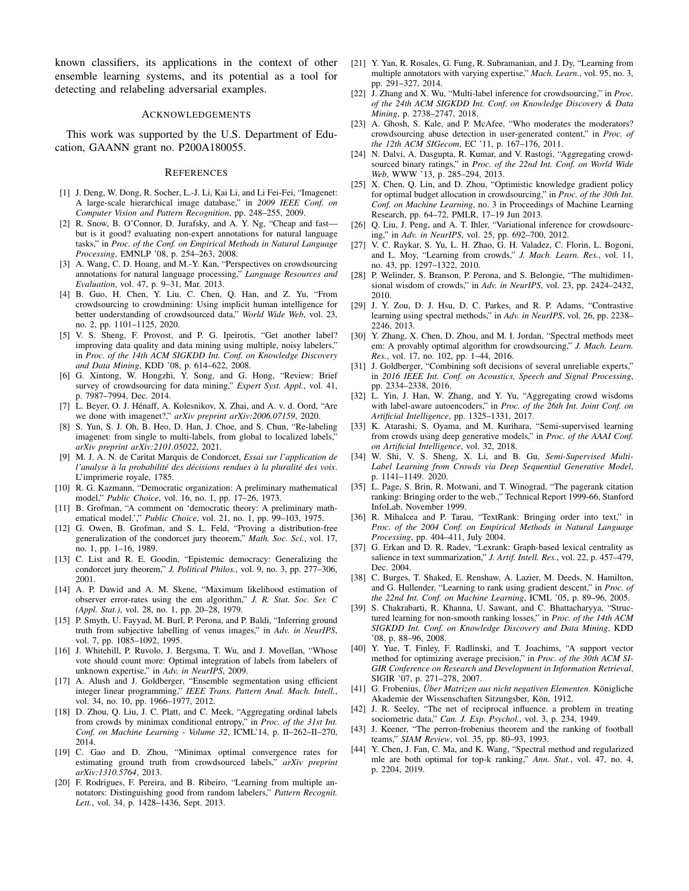known classifiers, its applications in the context of other ensemble learning systems, and its potential as a tool for detecting and relabeling adversarial examples.

## Acknowledgements

This work was supported by the U.S. Department of Education, GAANN grant no. P200A180055.

## References

[1] J. Deng, W. Dong, R. Socher, L.-J. Li, Kai Li, and Li Fei-Fei, "Imagenet: A large-scale hierarchical image database," in *2009 IEEE Conf. on Computer Vision and Pattern Recognition*, pp. 248–255, 2009.

[2] R. Snow, B. O'Connor, D. Jurafsky, and A. Y. Ng, "Cheap and fast—but is it good? evaluating non-expert annotations for natural language tasks," in *Proc. of the Conf. on Empirical Methods in Natural Language Processing*, EMNLP '08, p. 254–263, 2008.

[3] A. Wang, C. D. Hoang, and M.-Y. Kan, "Perspectives on crowdsourcing annotations for natural language processing," *Language Resources and Evaluation*, vol. 47, p. 9–31, Mar. 2013.

[4] B. Guo, H. Chen, Y. Liu, C. Chen, Q. Han, and Z. Yu, "From crowdsourcing to crowdmining: Using implicit human intelligence for better understanding of crowdsourced data," *World Wide Web*, vol. 23, no. 2, pp. 1101–1125, 2020.

[5] V. S. Sheng, F. Provost, and P. G. Ipeirotis, "Get another label? improving data quality and data mining using multiple, noisy labelers," in *Proc. of the 14th ACM SIGKDD Int. Conf. on Knowledge Discovery and Data Mining*, KDD '08, p. 614–622, 2008.

[6] G. Xintong, W. Hongzhi, Y. Song, and G. Hong, "Review: Brief survey of crowdsourcing for data mining," *Expert Syst. Appl.*, vol. 41, p. 7987–7994, Dec. 2014.

[7] L. Beyer, O. J. Hénaff, A. Kolesnikov, X. Zhai, and A. v. d. Oord, "Are we done with imagenet?," *arXiv preprint arXiv:2006.07159*, 2020.

[8] S. Yun, S. J. Oh, B. Heo, D. Han, J. Choe, and S. Chun, "Re-labeling imagenet: from single to multi-labels, from global to localized labels," *arXiv preprint arXiv:2101.05022*, 2021.

[9] M. J. A. N. de Caritat Marquis de Condorcet, *Essai sur l'application de l'analyse à la probabilité des décisions rendues à la pluralité des voix*. L'imprimerie royale, 1785.

[10] R. G. Kazmann, "Democratic organization: A preliminary mathematical model," *Public Choice*, vol. 16, no. 1, pp. 17–26, 1973.

[11] B. Grofman, "A comment on 'democratic theory: A preliminary mathematical model.'," *Public Choice*, vol. 21, no. 1, pp. 99–103, 1975.

[12] G. Owen, B. Grofman, and S. L. Feld, "Proving a distribution-free generalization of the condorcet jury theorem," *Math. Soc. Sci.*, vol. 17, no. 1, pp. 1–16, 1989.

[13] C. List and R. E. Goodin, "Epistemic democracy: Generalizing the condorcet jury theorem," *J. Political Philos.*, vol. 9, no. 3, pp. 277–306, 2001.

[14] A. P. Dawid and A. M. Skene, "Maximum likelihood estimation of observer error-rates using the em algorithm," *J. R. Stat. Soc. Ser. C (Appl. Stat.)*, vol. 28, no. 1, pp. 20–28, 1979.

[15] P. Smyth, U. Fayyad, M. Burl, P. Perona, and P. Baldi, "Inferring ground truth from subjective labelling of venus images," in *Adv. in NeurIPS*, vol. 7, pp. 1085–1092, 1995.

[16] J. Whitehill, P. Ruvolo, J. Bergsma, T. Wu, and J. Movellan, "Whose vote should count more: Optimal integration of labels from labelers of unknown expertise," in *Adv. in NeurIPS*, 2009.

[17] A. Alush and J. Goldberger, "Ensemble segmentation using efficient integer linear programming," *IEEE Trans. Pattern Anal. Mach. Intell.*, vol. 34, no. 10, pp. 1966–1977, 2012.

[18] D. Zhou, Q. Liu, J. C. Platt, and C. Meek, "Aggregating ordinal labels from crowds by minimax conditional entropy," in *Proc. of the 31st Int. Conf. on Machine Learning - Volume 32*, ICML'14, p. II–262–II–270, 2014.

[19] C. Gao and D. Zhou, "Minimax optimal convergence rates for estimating ground truth from crowdsourced labels," *arXiv preprint arXiv:1310.5764*, 2013.

[20] F. Rodrigues, F. Pereira, and B. Ribeiro, "Learning from multiple annotators: Distinguishing good from random labelers," *Pattern Recognit. Lett.*, vol. 34, p. 1428–1436, Sept. 2013.

[21] Y. Yan, R. Rosales, G. Fung, R. Subramanian, and J. Dy, "Learning from multiple annotators with varying expertise," *Mach. Learn.*, vol. 95, no. 3, pp. 291–327, 2014.

[22] J. Zhang and X. Wu, "Multi-label inference for crowdsourcing," in *Proc. of the 24th ACM SIGKDD Int. Conf. on Knowledge Discovery & Data Mining*, p. 2738–2747, 2018.

[23] A. Ghosh, S. Kale, and P. McAfee, "Who moderates the moderators? crowdsourcing abuse detection in user-generated content," in *Proc. of the 12th ACM SIGecom*, EC '11, p. 167–176, 2011.

[24] N. Dalvi, A. Dasgupta, R. Kumar, and V. Rastogi, "Aggregating crowdsourced binary ratings," in *Proc. of the 22nd Int. Conf. on World Wide Web*, WWW '13, p. 285–294, 2013.

[25] X. Chen, Q. Lin, and D. Zhou, "Optimistic knowledge gradient policy for optimal budget allocation in crowdsourcing," in *Proc. of the 30th Int. Conf. on Machine Learning*, no. 3 in Proceedings of Machine Learning Research, pp. 64–72, PMLR, 17–19 Jun 2013.

[26] Q. Liu, J. Peng, and A. T. Ihler, "Variational inference for crowdsourcing," in *Adv. in NeurIPS*, vol. 25, pp. 692–700, 2012.

[27] V. C. Raykar, S. Yu, L. H. Zhao, G. H. Valadez, C. Florin, L. Bogoni, and L. Moy, "Learning from crowds," *J. Mach. Learn. Res.*, vol. 11, no. 43, pp. 1297–1322, 2010.

[28] P. Welinder, S. Branson, P. Perona, and S. Belongie, "The multidimensional wisdom of crowds," in *Adv. in NeurIPS*, vol. 23, pp. 2424–2432, 2010.

[29] J. Y. Zou, D. J. Hsu, D. C. Parkes, and R. P. Adams, "Contrastive learning using spectral methods," in *Adv. in NeurIPS*, vol. 26, pp. 2238–2246, 2013.

[30] Y. Zhang, X. Chen, D. Zhou, and M. I. Jordan, "Spectral methods meet em: A provably optimal algorithm for crowdsourcing," *J. Mach. Learn. Res.*, vol. 17, no. 102, pp. 1–44, 2016.

[31] J. Goldberger, "Combining soft decisions of several unreliable experts," in *2016 IEEE Int. Conf. on Acoustics, Speech and Signal Processing*, pp. 2334–2338, 2016.

[32] L. Yin, J. Han, W. Zhang, and Y. Yu, "Aggregating crowd wisdoms with label-aware autoencoders," in *Proc. of the 26th Int. Joint Conf. on Artificial Intelligence*, pp. 1325–1331, 2017.

[33] K. Atarashi, S. Oyama, and M. Kurihara, "Semi-supervised learning from crowds using deep generative models," in *Proc. of the AAAI Conf. on Artificial Intelligence*, vol. 32, 2018.

[34] W. Shi, V. S. Sheng, X. Li, and B. Gu, *Semi-Supervised Multi-Label Learning from Crowds via Deep Sequential Generative Model*, p. 1141–1149. 2020.

[35] L. Page, S. Brin, R. Motwani, and T. Winograd, "The pagerank citation ranking: Bringing order to the web.," Technical Report 1999-66, Stanford InfoLab, November 1999.

[36] R. Mihalcea and P. Tarau, "TextRank: Bringing order into text," in *Proc. of the 2004 Conf. on Empirical Methods in Natural Language Processing*, pp. 404–411, July 2004.

[37] G. Erkan and D. R. Radev, "Lexrank: Graph-based lexical centrality as salience in text summarization," *J. Artif. Intell. Res.*, vol. 22, p. 457–479, Dec. 2004.

[38] C. Burges, T. Shaked, E. Renshaw, A. Lazier, M. Deeds, N. Hamilton, and G. Hullender, "Learning to rank using gradient descent," in *Proc. of the 22nd Int. Conf. on Machine Learning*, ICML '05, p. 89–96, 2005.

[39] S. Chakrabarti, R. Khanna, U. Sawant, and C. Bhattacharyya, "Structured learning for non-smooth ranking losses," in *Proc. of the 14th ACM SIGKDD Int. Conf. on Knowledge Discovery and Data Mining*, KDD '08, p. 88–96, 2008.

[40] Y. Yue, T. Finley, F. Radlinski, and T. Joachims, "A support vector method for optimizing average precision," in *Proc. of the 30th ACM SIGIR Conference on Research and Development in Information Retrieval*, SIGIR '07, p. 271–278, 2007.

[41] G. Frobenius, *Über Matrizen aus nicht negativen Elementen*. Königliche Akademie der Wissenschaften Sitzungsber, Kön, 1912.

[42] J. R. Seeley, "The net of reciprocal influence. a problem in treating sociometric data," *Can. J. Exp. Psychol.*, vol. 3, p. 234, 1949.

[43] J. Keener, "The perron-frobenius theorem and the ranking of football teams," *SIAM Review*, vol. 35, pp. 80–93, 1993.

[44] Y. Chen, J. Fan, C. Ma, and K. Wang, "Spectral method and regularized mle are both optimal for top-k ranking," *Ann. Stat.*, vol. 47, no. 4, p. 2204, 2019.